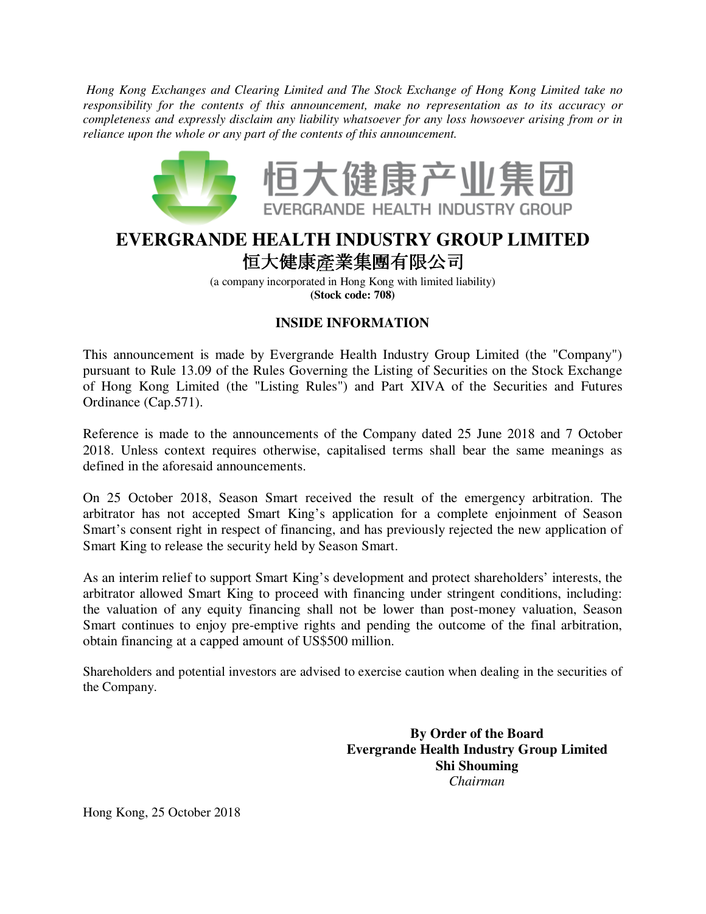*Hong Kong Exchanges and Clearing Limited and The Stock Exchange of Hong Kong Limited take no responsibility for the contents of this announcement, make no representation as to its accuracy or completeness and expressly disclaim any liability whatsoever for any loss howsoever arising from or in reliance upon the whole or any part of the contents of this announcement.*

恒大健康产业集团
EVERGRANDE HEALTH INDUSTRY GROUP

# EVERGRANDE HEALTH INDUSTRY GROUP LIMITED
# 恒大健康產業集團有限公司

(a company incorporated in Hong Kong with limited liability)
**(Stock code: 708)**

## INSIDE INFORMATION

This announcement is made by Evergrande Health Industry Group Limited (the "Company") pursuant to Rule 13.09 of the Rules Governing the Listing of Securities on the Stock Exchange of Hong Kong Limited (the "Listing Rules") and Part XIVA of the Securities and Futures Ordinance (Cap.571).

Reference is made to the announcements of the Company dated 25 June 2018 and 7 October 2018. Unless context requires otherwise, capitalised terms shall bear the same meanings as defined in the aforesaid announcements.

On 25 October 2018, Season Smart received the result of the emergency arbitration. The arbitrator has not accepted Smart King's application for a complete enjoinment of Season Smart's consent right in respect of financing, and has previously rejected the new application of Smart King to release the security held by Season Smart.

As an interim relief to support Smart King's development and protect shareholders' interests, the arbitrator allowed Smart King to proceed with financing under stringent conditions, including: the valuation of any equity financing shall not be lower than post-money valuation, Season Smart continues to enjoy pre-emptive rights and pending the outcome of the final arbitration, obtain financing at a capped amount of US$500 million.

Shareholders and potential investors are advised to exercise caution when dealing in the securities of the Company.

**By Order of the Board**
**Evergrande Health Industry Group Limited**
**Shi Shouming**
*Chairman*

Hong Kong, 25 October 2018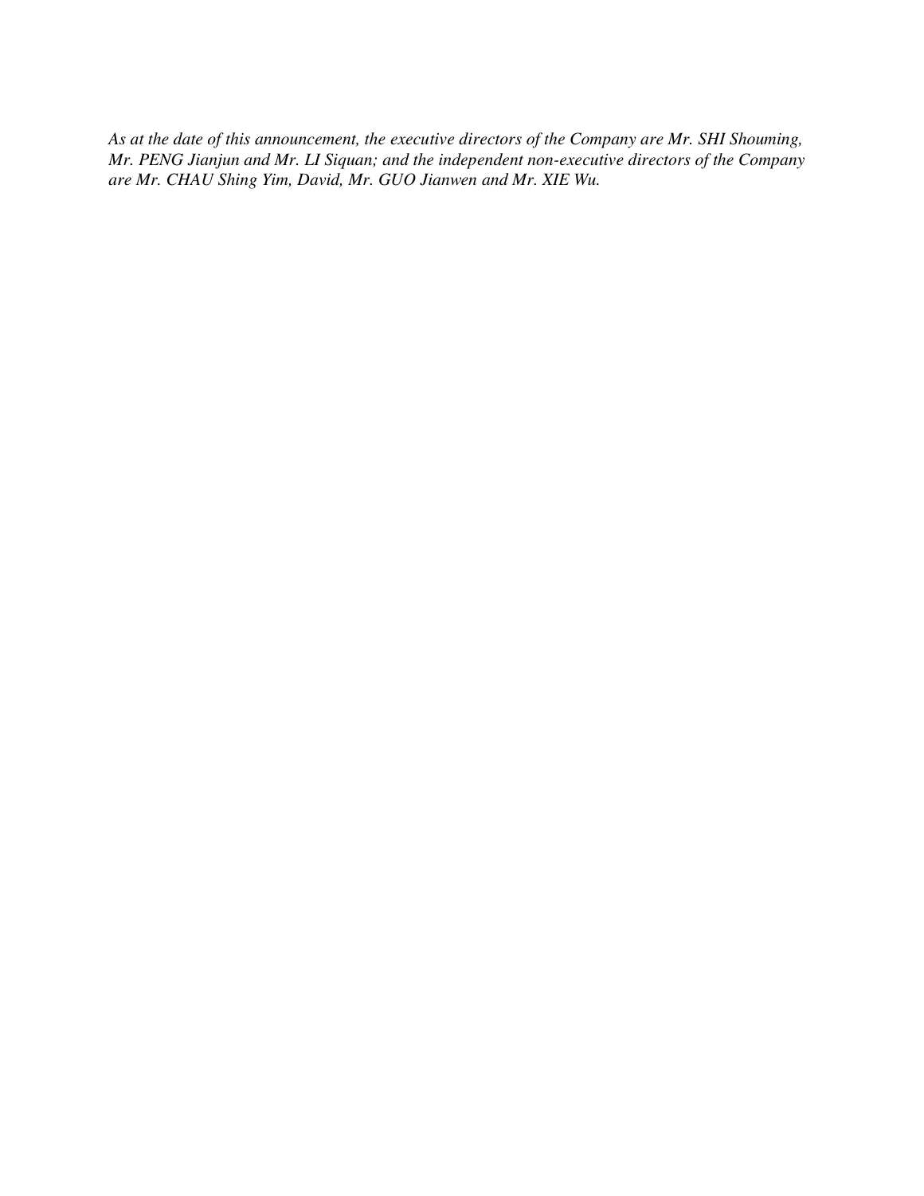*As at the date of this announcement, the executive directors of the Company are Mr. SHI Shouming, Mr. PENG Jianjun and Mr. LI Siquan; and the independent non-executive directors of the Company are Mr. CHAU Shing Yim, David, Mr. GUO Jianwen and Mr. XIE Wu.*